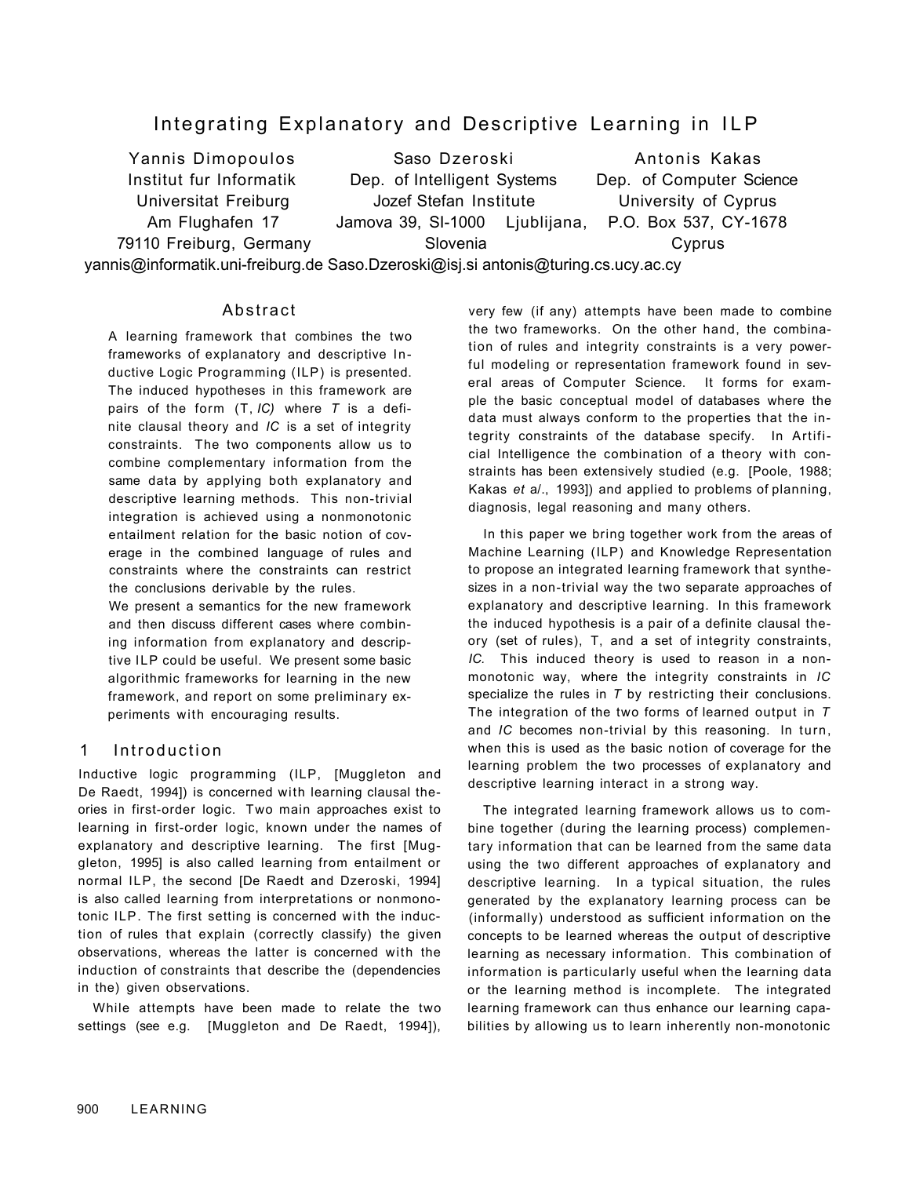# Integrating Explanatory and Descriptive Learning in ILP

Yannis Dimopoulos
Institut fur Informatik
Universitat Freiburg
Am Flughafen 17
79110 Freiburg, Germany
yannis@informatik.uni-freiburg.de

Saso Dzeroski
Dep. of Intelligent Systems
Jozef Stefan Institute
Jamova 39, SI-1000 Ljubljana, Slovenia
Saso.Dzeroski@isj.si

Antonis Kakas
Dep. of Computer Science
University of Cyprus
P.O. Box 537, CY-1678
Cyprus
antonis@turing.cs.ucy.ac.cy

## Abstract

A learning framework that combines the two frameworks of explanatory and descriptive Inductive Logic Programming (ILP) is presented. The induced hypotheses in this framework are pairs of the form (T, *IC)* where *T* is a definite clausal theory and *IC* is a set of integrity constraints. The two components allow us to combine complementary information from the same data by applying both explanatory and descriptive learning methods. This non-trivial integration is achieved using a nonmonotonic entailment relation for the basic notion of coverage in the combined language of rules and constraints where the constraints can restrict the conclusions derivable by the rules.

We present a semantics for the new framework and then discuss different cases where combining information from explanatory and descriptive ILP could be useful. We present some basic algorithmic frameworks for learning in the new framework, and report on some preliminary experiments with encouraging results.

## 1 Introduction

Inductive logic programming (ILP, [Muggleton and De Raedt, 1994]) is concerned with learning clausal theories in first-order logic. Two main approaches exist to learning in first-order logic, known under the names of explanatory and descriptive learning. The first [Muggleton, 1995] is also called learning from entailment or normal ILP, the second [De Raedt and Dzeroski, 1994] is also called learning from interpretations or nonmonotonic ILP. The first setting is concerned with the induction of rules that explain (correctly classify) the given observations, whereas the latter is concerned with the induction of constraints that describe the (dependencies in the) given observations.

While attempts have been made to relate the two settings (see e.g. [Muggleton and De Raedt, 1994]), very few (if any) attempts have been made to combine the two frameworks. On the other hand, the combination of rules and integrity constraints is a very powerful modeling or representation framework found in several areas of Computer Science. It forms for example the basic conceptual model of databases where the data must always conform to the properties that the integrity constraints of the database specify. In Artificial Intelligence the combination of a theory with constraints has been extensively studied (e.g. [Poole, 1988; Kakas *et al*., 1993]) and applied to problems of planning, diagnosis, legal reasoning and many others.

In this paper we bring together work from the areas of Machine Learning (ILP) and Knowledge Representation to propose an integrated learning framework that synthesizes in a non-trivial way the two separate approaches of explanatory and descriptive learning. In this framework the induced hypothesis is a pair of a definite clausal theory (set of rules), T, and a set of integrity constraints, *IC.* This induced theory is used to reason in a nonmonotonic way, where the integrity constraints in *IC* specialize the rules in *T* by restricting their conclusions. The integration of the two forms of learned output in *T* and *IC* becomes non-trivial by this reasoning. In turn, when this is used as the basic notion of coverage for the learning problem the two processes of explanatory and descriptive learning interact in a strong way.

The integrated learning framework allows us to combine together (during the learning process) complementary information that can be learned from the same data using the two different approaches of explanatory and descriptive learning. In a typical situation, the rules generated by the explanatory learning process can be (informally) understood as sufficient information on the concepts to be learned whereas the output of descriptive learning as necessary information. This combination of information is particularly useful when the learning data or the learning method is incomplete. The integrated learning framework can thus enhance our learning capabilities by allowing us to learn inherently non-monotonic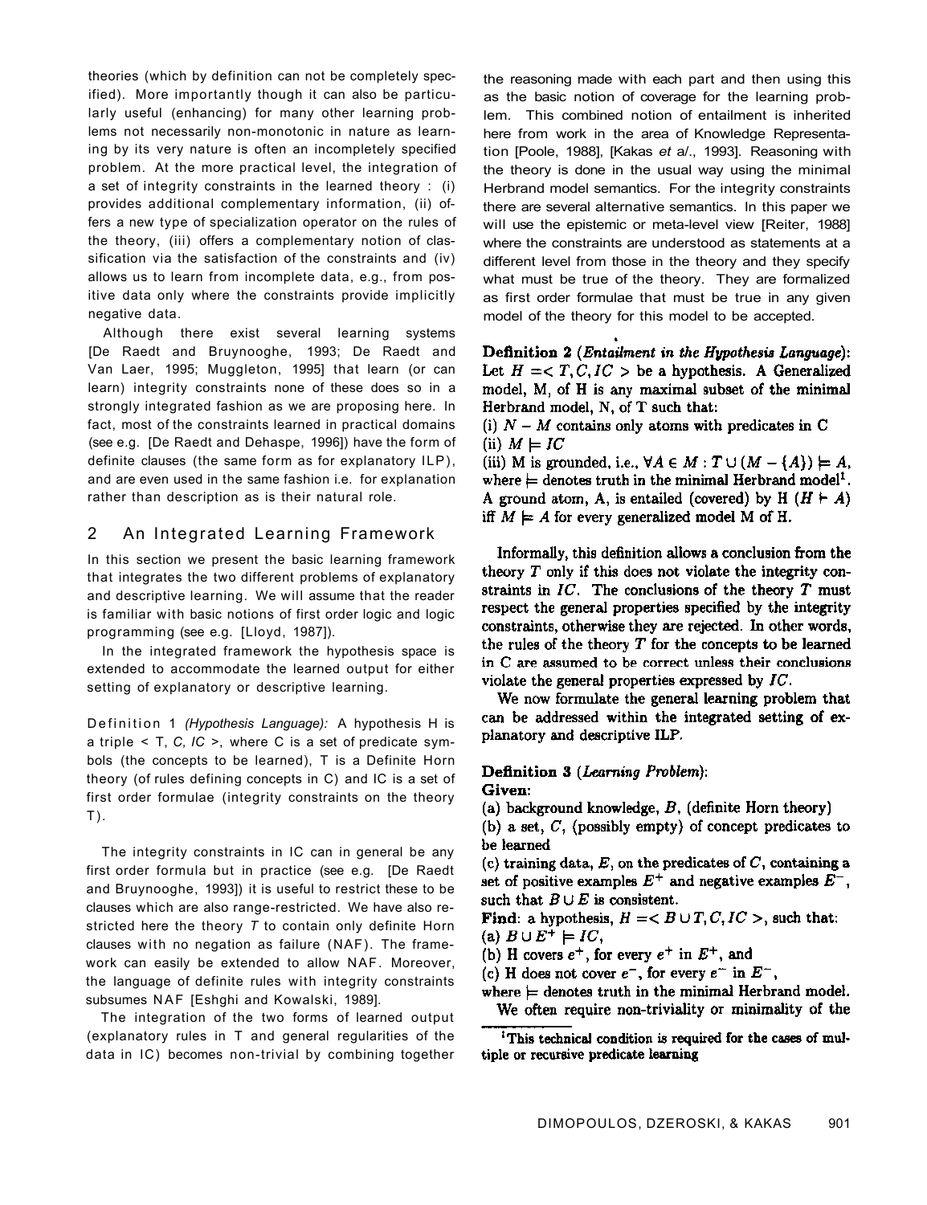theories (which by definition can not be completely specified). More importantly though it can also be particularly useful (enhancing) for many other learning problems not necessarily non-monotonic in nature as learning by its very nature is often an incompletely specified problem. At the more practical level, the integration of a set of integrity constraints in the learned theory : (i) provides additional complementary information, (ii) offers a new type of specialization operator on the rules of the theory, (iii) offers a complementary notion of classification via the satisfaction of the constraints and (iv) allows us to learn from incomplete data, e.g., from positive data only where the constraints provide implicitly negative data.

Although there exist several learning systems [De Raedt and Bruynooghe, 1993; De Raedt and Van Laer, 1995; Muggleton, 1995] that learn (or can learn) integrity constraints none of these does so in a strongly integrated fashion as we are proposing here. In fact, most of the constraints learned in practical domains (see e.g. [De Raedt and Dehaspe, 1996]) have the form of definite clauses (the same form as for explanatory ILP), and are even used in the same fashion i.e. for explanation rather than description as is their natural role.

## 2 An Integrated Learning Framework

In this section we present the basic learning framework that integrates the two different problems of explanatory and descriptive learning. We will assume that the reader is familiar with basic notions of first order logic and logic programming (see e.g. [Lloyd, 1987]).

In the integrated framework the hypothesis space is extended to accommodate the learned output for either setting of explanatory or descriptive learning.

Definition 1 *(Hypothesis Language):* A hypothesis H is a triple < T, *C, IC* >, where C is a set of predicate symbols (the concepts to be learned), T is a Definite Horn theory (of rules defining concepts in C) and IC is a set of first order formulae (integrity constraints on the theory T).

The integrity constraints in IC can in general be any first order formula but in practice (see e.g. [De Raedt and Bruynooghe, 1993]) it is useful to restrict these to be clauses which are also range-restricted. We have also restricted here the theory *T* to contain only definite Horn clauses with no negation as failure (NAF). The framework can easily be extended to allow NAF. Moreover, the language of definite rules with integrity constraints subsumes NAF [Eshghi and Kowalski, 1989].

The integration of the two forms of learned output (explanatory rules in T and general regularities of the data in IC) becomes non-trivial by combining together the reasoning made with each part and then using this as the basic notion of coverage for the learning problem. This combined notion of entailment is inherited here from work in the area of Knowledge Representation [Poole, 1988], [Kakas *et* a/., 1993]. Reasoning with the theory is done in the usual way using the minimal Herbrand model semantics. For the integrity constraints there are several alternative semantics. In this paper we will use the epistemic or meta-level view [Reiter, 1988] where the constraints are understood as statements at a different level from those in the theory and they specify what must be true of the theory. They are formalized as first order formulae that must be true in any given model of the theory for this model to be accepted.

**Definition 2** (*Entailment in the Hypothesis Language*): Let $H = < T, C, IC >$ be a hypothesis. A Generalized model, M, of H is any maximal subset of the minimal Herbrand model, N, of T such that:
(i) $N - M$ contains only atoms with predicates in C
(ii) $M \models IC$
(iii) M is grounded, i.e., $\forall A \in M : T \cup (M - \{A\}) \models A$, where $\models$ denotes truth in the minimal Herbrand model[1].
A ground atom, A, is entailed (covered) by H ($H \vdash A$) iff $M \models A$ for every generalized model M of H.

Informally, this definition allows a conclusion from the theory $T$ only if this does not violate the integrity constraints in $IC$. The conclusions of the theory $T$ must respect the general properties specified by the integrity constraints, otherwise they are rejected. In other words, the rules of the theory $T$ for the concepts to be learned in C are assumed to be correct unless their conclusions violate the general properties expressed by $IC$.

We now formulate the general learning problem that can be addressed within the integrated setting of explanatory and descriptive ILP.

**Definition 3** (*Learning Problem*):
**Given**:
(a) background knowledge, $B$, (definite Horn theory)
(b) a set, $C$, (possibly empty) of concept predicates to be learned
(c) training data, $E$, on the predicates of $C$, containing a set of positive examples $E^+$ and negative examples $E^-$, such that $B \cup E$ is consistent.
**Find**: a hypothesis, $H = < B \cup T, C, IC >$, such that:
(a) $B \cup E^+ \models IC$,
(b) H covers $e^+$, for every $e^+$ in $E^+$, and
(c) H does not cover $e^-$, for every $e^-$ in $E^-$,
where $\models$ denotes truth in the minimal Herbrand model.
We often require non-triviality or minimality of the

[1] This technical condition is required for the cases of multiple or recursive predicate learning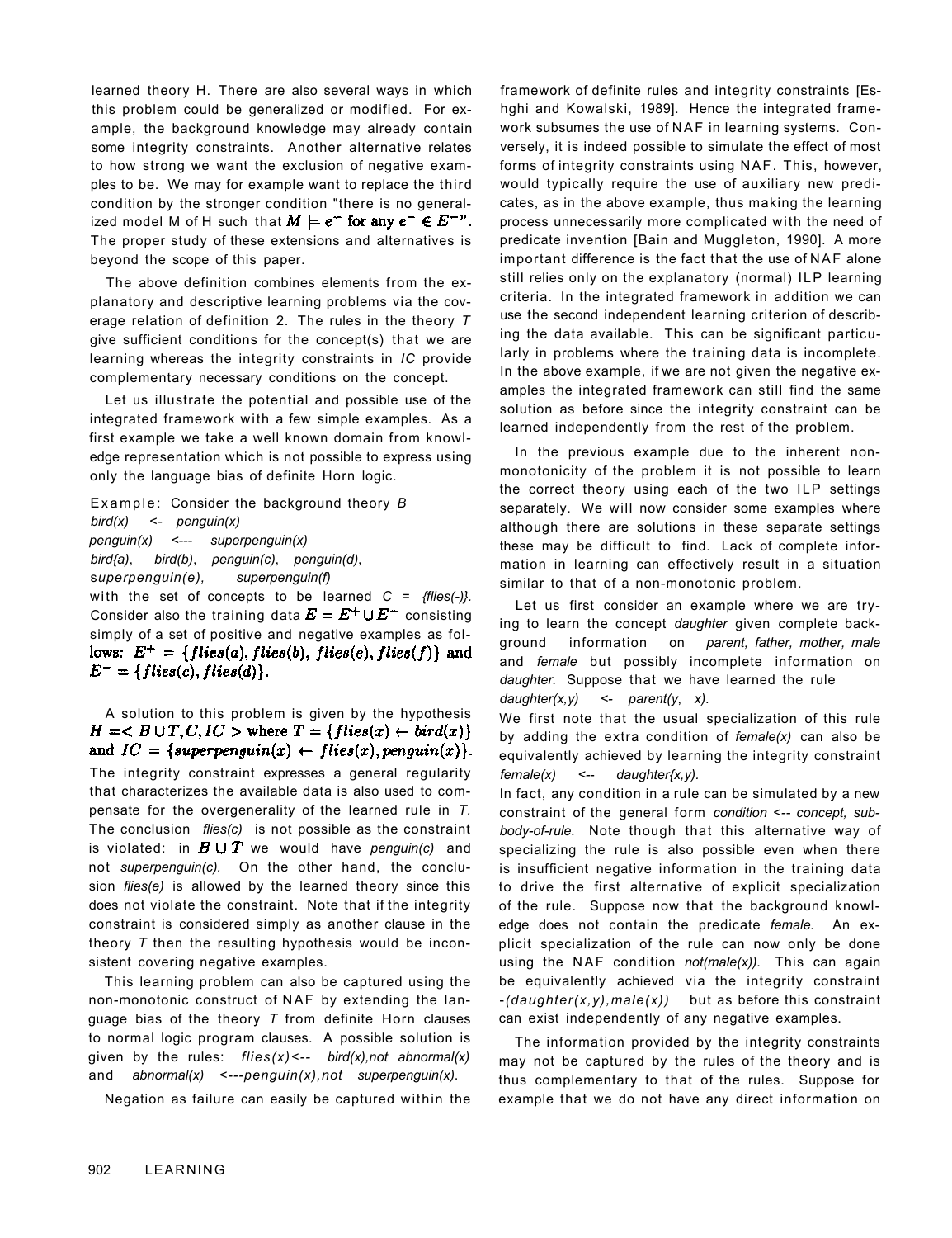learned theory H. There are also several ways in which this problem could be generalized or modified. For example, the background knowledge may already contain some integrity constraints. Another alternative relates to how strong we want the exclusion of negative examples to be. We may for example want to replace the third condition by the stronger condition "there is no generalized model M of H such that $M \models e^-$ for any $e^- \in E^-$". The proper study of these extensions and alternatives is beyond the scope of this paper.

The above definition combines elements from the explanatory and descriptive learning problems via the coverage relation of definition 2. The rules in the theory *T* give sufficient conditions for the concept(s) that we are learning whereas the integrity constraints in *IC* provide complementary necessary conditions on the concept.

Let us illustrate the potential and possible use of the integrated framework with a few simple examples. As a first example we take a well known domain from knowledge representation which is not possible to express using only the language bias of definite Horn logic.

Example: Consider the background theory *B*
*bird(x)* <- *penguin(x)*
*penguin(x)* <--- *superpenguin(x)*
*bird{a)*, *bird(b)*, *penguin(c)*, *penguin(d)*,
*superpenguin(e),* *superpenguin(f)*
with the set of concepts to be learned *C* = *{flies(-)}*. Consider also the training data $E = E^+ \cup E^-$ consisting simply of a set of positive and negative examples as follows: $E^+ = \{flies(a), flies(b), flies(e), flies(f)\}$ and $E^- = \{flies(c), flies(d)\}$.

A solution to this problem is given by the hypothesis $H = < B \cup T, C, IC >$ where $T = \{flies(x) \leftarrow bird(x)\}$ and $IC = \{superpenguin(x) \leftarrow flies(x), penguin(x)\}$. The integrity constraint expresses a general regularity that characterizes the available data is also used to compensate for the overgenerality of the learned rule in *T*. The conclusion *flies(c)* is not possible as the constraint is violated: in $B \cup T$ we would have *penguin(c)* and not *superpenguin(c).* On the other hand, the conclusion *flies(e)* is allowed by the learned theory since this does not violate the constraint. Note that if the integrity constraint is considered simply as another clause in the theory *T* then the resulting hypothesis would be inconsistent covering negative examples.

This learning problem can also be captured using the non-monotonic construct of NAF by extending the language bias of the theory *T* from definite Horn clauses to normal logic program clauses. A possible solution is given by the rules: *flies(x)*<-- *bird(x),not abnormal(x)* and *abnormal(x)* <---*penguin(x),not superpenguin(x).*

Negation as failure can easily be captured within the framework of definite rules and integrity constraints [Eshghi and Kowalski, 1989]. Hence the integrated framework subsumes the use of NAF in learning systems. Conversely, it is indeed possible to simulate the effect of most forms of integrity constraints using NAF. This, however, would typically require the use of auxiliary new predicates, as in the above example, thus making the learning process unnecessarily more complicated with the need of predicate invention [Bain and Muggleton, 1990]. A more important difference is the fact that the use of NAF alone still relies only on the explanatory (normal) ILP learning criteria. In the integrated framework in addition we can use the second independent learning criterion of describing the data available. This can be significant particularly in problems where the training data is incomplete. In the above example, if we are not given the negative examples the integrated framework can still find the same solution as before since the integrity constraint can be learned independently from the rest of the problem.

In the previous example due to the inherent non-monotonicity of the problem it is not possible to learn the correct theory using each of the two ILP settings separately. We will now consider some examples where although there are solutions in these separate settings these may be difficult to find. Lack of complete information in learning can effectively result in a situation similar to that of a non-monotonic problem.

Let us first consider an example where we are trying to learn the concept *daughter* given complete background information on *parent, father, mother, male* and *female* but possibly incomplete information on *daughter.* Suppose that we have learned the rule
*daughter(x,y)* <- *parent(y, x).*
We first note that the usual specialization of this rule by adding the extra condition of *female(x)* can also be equivalently achieved by learning the integrity constraint *female(x)* <-- *daughter{x,y).*
In fact, any condition in a rule can be simulated by a new constraint of the general form *condition* <-- *concept, subbody-of-rule.* Note though that this alternative way of specializing the rule is also possible even when there is insufficient negative information in the training data to drive the first alternative of explicit specialization of the rule. Suppose now that the background knowledge does not contain the predicate *female.* An explicit specialization of the rule can now only be done using the NAF condition *not(male(x)).* This can again be equivalently achieved via the integrity constraint *-(daughter(x,y),male(x))* but as before this constraint can exist independently of any negative examples.

The information provided by the integrity constraints may not be captured by the rules of the theory and is thus complementary to that of the rules. Suppose for example that we do not have any direct information on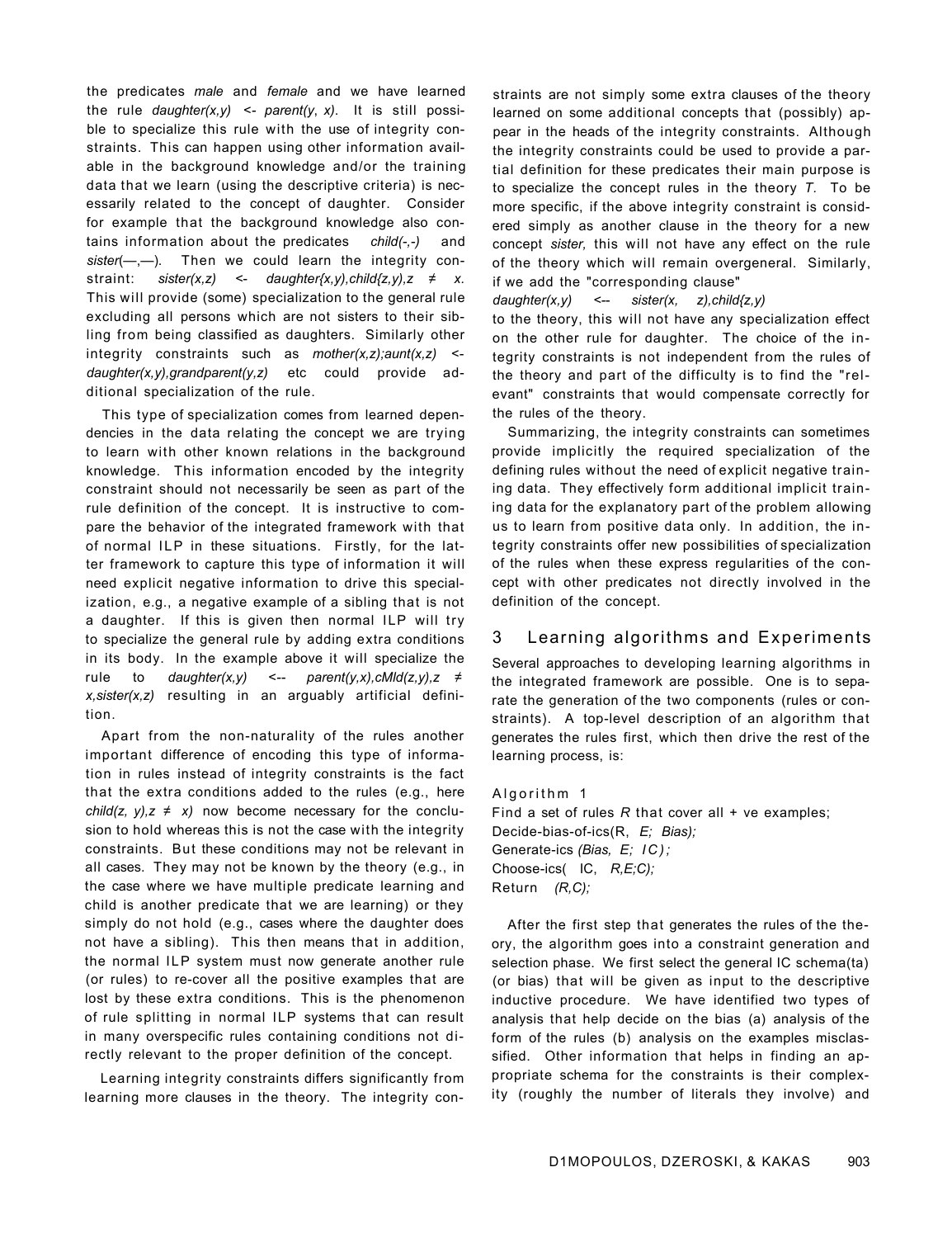the predicates *male* and *female* and we have learned the rule *daughter(x,y) <- parent(y, x).* It is still possible to specialize this rule with the use of integrity constraints. This can happen using other information available in the background knowledge and/or the training data that we learn (using the descriptive criteria) is necessarily related to the concept of daughter. Consider for example that the background knowledge also contains information about the predicates *child(-,-)* and *sister(—,—).* Then we could learn the integrity constraint: *sister(x,z) <- daughter(x,y),child(z,y),z ≠ x.* This will provide (some) specialization to the general rule excluding all persons which are not sisters to their sibling from being classified as daughters. Similarly other integrity constraints such as *mother(x,z);aunt(x,z) <- daughter(x,y),grandparent(y,z)* etc could provide additional specialization of the rule.

This type of specialization comes from learned dependencies in the data relating the concept we are trying to learn with other known relations in the background knowledge. This information encoded by the integrity constraint should not necessarily be seen as part of the rule definition of the concept. It is instructive to compare the behavior of the integrated framework with that of normal ILP in these situations. Firstly, for the latter framework to capture this type of information it will need explicit negative information to drive this specialization, e.g., a negative example of a sibling that is not a daughter. If this is given then normal ILP will try to specialize the general rule by adding extra conditions in its body. In the example above it will specialize the rule to *daughter(x,y) <-- parent(y,x),cMld(z,y),z ≠ x,sister(x,z)* resulting in an arguably artificial definition.

Apart from the non-naturality of the rules another important difference of encoding this type of information in rules instead of integrity constraints is the fact that the extra conditions added to the rules (e.g., here *child(z, y),z ≠ x)* now become necessary for the conclusion to hold whereas this is not the case with the integrity constraints. But these conditions may not be relevant in all cases. They may not be known by the theory (e.g., in the case where we have multiple predicate learning and child is another predicate that we are learning) or they simply do not hold (e.g., cases where the daughter does not have a sibling). This then means that in addition, the normal ILP system must now generate another rule (or rules) to re-cover all the positive examples that are lost by these extra conditions. This is the phenomenon of rule splitting in normal ILP systems that can result in many overspecific rules containing conditions not directly relevant to the proper definition of the concept.

Learning integrity constraints differs significantly from learning more clauses in the theory. The integrity constraints are not simply some extra clauses of the theory learned on some additional concepts that (possibly) appear in the heads of the integrity constraints. Although the integrity constraints could be used to provide a partial definition for these predicates their main purpose is to specialize the concept rules in the theory *T.* To be more specific, if the above integrity constraint is considered simply as another clause in the theory for a new concept *sister,* this will not have any effect on the rule of the theory which will remain overgeneral. Similarly, if we add the "corresponding clause"

*daughter(x,y) <-- sister(x, z),child(z,y)*

to the theory, this will not have any specialization effect on the other rule for daughter. The choice of the integrity constraints is not independent from the rules of the theory and part of the difficulty is to find the "relevant" constraints that would compensate correctly for the rules of the theory.

Summarizing, the integrity constraints can sometimes provide implicitly the required specialization of the defining rules without the need of explicit negative training data. They effectively form additional implicit training data for the explanatory part of the problem allowing us to learn from positive data only. In addition, the integrity constraints offer new possibilities of specialization of the rules when these express regularities of the concept with other predicates not directly involved in the definition of the concept.

## 3 Learning algorithms and Experiments

Several approaches to developing learning algorithms in the integrated framework are possible. One is to separate the generation of the two components (rules or constraints). A top-level description of an algorithm that generates the rules first, which then drive the rest of the learning process, is:

```
Algorithm 1
Find a set of rules R that cover all + ve examples;
Decide-bias-of-ics(R, E; Bias);
Generate-ics (Bias, E; IC);
Choose-ics( IC, R,E;C);
Return (R,C);
```

After the first step that generates the rules of the theory, the algorithm goes into a constraint generation and selection phase. We first select the general IC schema(ta) (or bias) that will be given as input to the descriptive inductive procedure. We have identified two types of analysis that help decide on the bias (a) analysis of the form of the rules (b) analysis on the examples misclassified. Other information that helps in finding an appropriate schema for the constraints is their complexity (roughly the number of literals they involve) and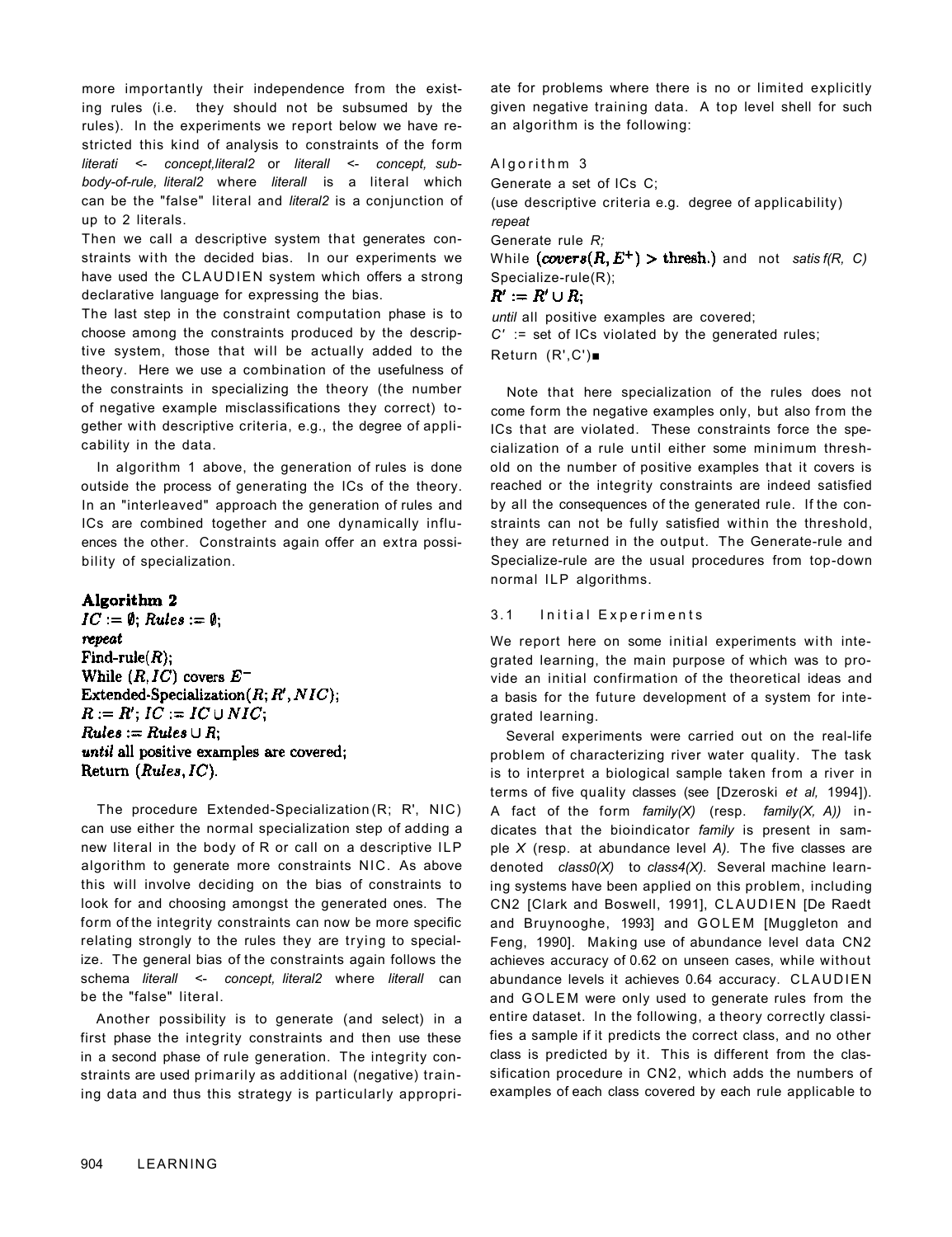more importantly their independence from the existing rules (i.e. they should not be subsumed by the rules). In the experiments we report below we have restricted this kind of analysis to constraints of the form *literati <- concept,literal2* or *literall <- concept, subbody-of-rule, literal2* where *literall* is a literal which can be the "false" literal and *literal2* is a conjunction of up to 2 literals.

Then we call a descriptive system that generates constraints with the decided bias. In our experiments we have used the CLAUDIEN system which offers a strong declarative language for expressing the bias.

The last step in the constraint computation phase is to choose among the constraints produced by the descriptive system, those that will be actually added to the theory. Here we use a combination of the usefulness of the constraints in specializing the theory (the number of negative example misclassifications they correct) together with descriptive criteria, e.g., the degree of applicability in the data.

In algorithm 1 above, the generation of rules is done outside the process of generating the ICs of the theory. In an "interleaved" approach the generation of rules and ICs are combined together and one dynamically influences the other. Constraints again offer an extra possibility of specialization.

**Algorithm 2**
$IC := \emptyset$; $Rules := \emptyset$;
*repeat*
Find-rule($R$);
While $(R, IC)$ covers $E^-$
Extended-Specialization($R; R', NIC$);
$R := R'$; $IC := IC \cup NIC$;
$Rules := Rules \cup R$;
*until* all positive examples are covered;
Return $(Rules, IC)$.

The procedure Extended-Specialization(R; R', NIC) can use either the normal specialization step of adding a new literal in the body of R or call on a descriptive ILP algorithm to generate more constraints NIC. As above this will involve deciding on the bias of constraints to look for and choosing amongst the generated ones. The form of the integrity constraints can now be more specific relating strongly to the rules they are trying to specialize. The general bias of the constraints again follows the schema *literall <- concept, literal2* where *literall* can be the "false" literal.

Another possibility is to generate (and select) in a first phase the integrity constraints and then use these in a second phase of rule generation. The integrity constraints are used primarily as additional (negative) training data and thus this strategy is particularly appropriate for problems where there is no or limited explicitly given negative training data. A top level shell for such an algorithm is the following:

Algorithm 3
Generate a set of ICs C;
(use descriptive criteria e.g. degree of applicability)
*repeat*
Generate rule *R;*
While $(covers(R, E^+) > \text{thresh.})$ and not *satisf(R, C)*
Specialize-rule(R);
$R' := R' \cup R$;
*until* all positive examples are covered;
$C'$ := set of ICs violated by the generated rules;
Return (R',C')■

Note that here specialization of the rules does not come form the negative examples only, but also from the ICs that are violated. These constraints force the specialization of a rule until either some minimum threshold on the number of positive examples that it covers is reached or the integrity constraints are indeed satisfied by all the consequences of the generated rule. If the constraints can not be fully satisfied within the threshold, they are returned in the output. The Generate-rule and Specialize-rule are the usual procedures from top-down normal ILP algorithms.

### 3.1 Initial Experiments

We report here on some initial experiments with integrated learning, the main purpose of which was to provide an initial confirmation of the theoretical ideas and a basis for the future development of a system for integrated learning.

Several experiments were carried out on the real-life problem of characterizing river water quality. The task is to interpret a biological sample taken from a river in terms of five quality classes (see [Dzeroski *et al,* 1994]). A fact of the form *family(X)* (resp. *family(X, A))* indicates that the bioindicator *family* is present in sample *X* (resp. at abundance level *A).* The five classes are denoted *class0(X)* to *class4(X).* Several machine learning systems have been applied on this problem, including CN2 [Clark and Boswell, 1991], CLAUDIEN [De Raedt and Bruynooghe, 1993] and GOLEM [Muggleton and Feng, 1990]. Making use of abundance level data CN2 achieves accuracy of 0.62 on unseen cases, while without abundance levels it achieves 0.64 accuracy. CLAUDIEN and GOLEM were only used to generate rules from the entire dataset. In the following, a theory correctly classifies a sample if it predicts the correct class, and no other class is predicted by it. This is different from the classification procedure in CN2, which adds the numbers of examples of each class covered by each rule applicable to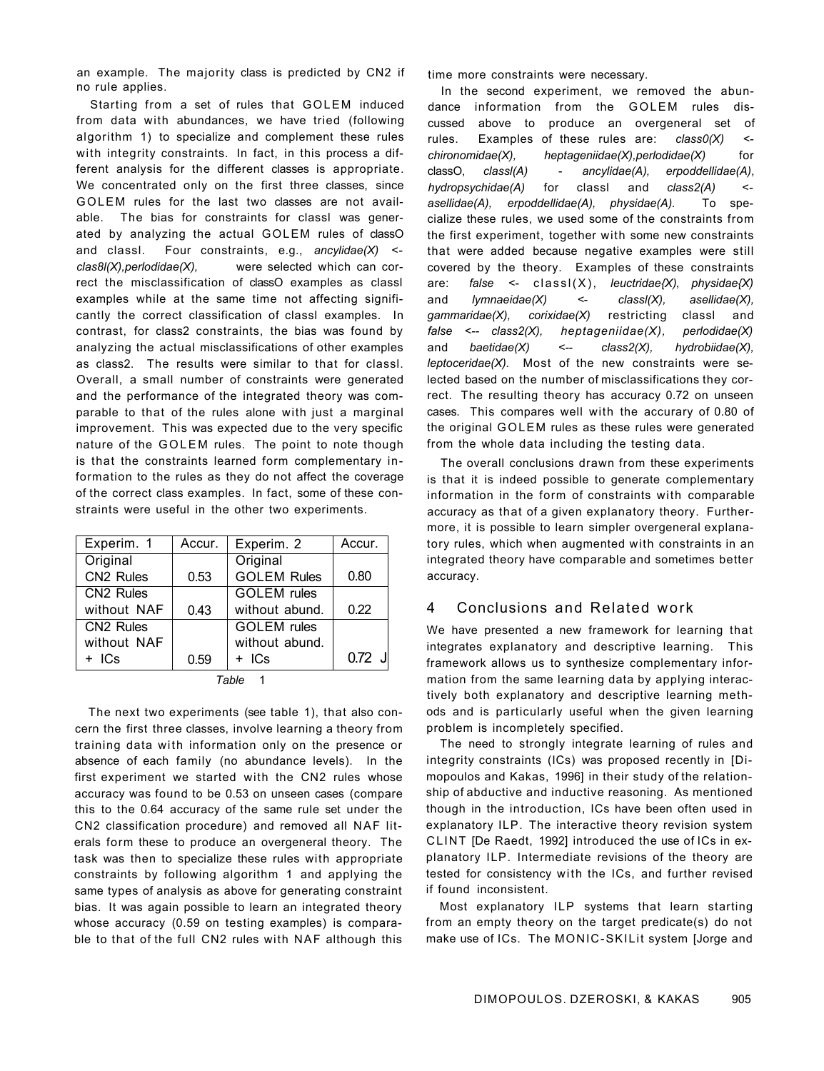an example. The majority class is predicted by CN2 if no rule applies.

Starting from a set of rules that GOLEM induced from data with abundances, we have tried (following algorithm 1) to specialize and complement these rules with integrity constraints. In fact, in this process a different analysis for the different classes is appropriate. We concentrated only on the first three classes, since GOLEM rules for the last two classes are not available. The bias for constraints for classl was generated by analyzing the actual GOLEM rules of classO and classl. Four constraints, e.g., *ancylidae(X) <- clas8l(X),perlodidae(X),* were selected which can correct the misclassification of classO examples as classl examples while at the same time not affecting significantly the correct classification of classl examples. In contrast, for class2 constraints, the bias was found by analyzing the actual misclassifications of other examples as class2. The results were similar to that for classl. Overall, a small number of constraints were generated and the performance of the integrated theory was comparable to that of the rules alone with just a marginal improvement. This was expected due to the very specific nature of the GOLEM rules. The point to note though is that the constraints learned form complementary information to the rules as they do not affect the coverage of the correct class examples. In fact, some of these constraints were useful in the other two experiments.

| Experim. 1 | Accur. | Experim. 2 | Accur. |
|---|---|---|---|
| Original CN2 Rules | 0.53 | Original GOLEM Rules | 0.80 |
| CN2 Rules without NAF | 0.43 | GOLEM rules without abund. | 0.22 |
| CN2 Rules without NAF + ICs | 0.59 | GOLEM rules without abund. + ICs | 0.72 J |

*Table* 1

The next two experiments (see table 1), that also concern the first three classes, involve learning a theory from training data with information only on the presence or absence of each family (no abundance levels). In the first experiment we started with the CN2 rules whose accuracy was found to be 0.53 on unseen cases (compare this to the 0.64 accuracy of the same rule set under the CN2 classification procedure) and removed all NAF literals form these to produce an overgeneral theory. The task was then to specialize these rules with appropriate constraints by following algorithm 1 and applying the same types of analysis as above for generating constraint bias. It was again possible to learn an integrated theory whose accuracy (0.59 on testing examples) is comparable to that of the full CN2 rules with NAF although this time more constraints were necessary.

In the second experiment, we removed the abundance information from the GOLEM rules discussed above to produce an overgeneral set of rules. Examples of these rules are: *class0(X) <- chironomidae(X), heptageniidae(X),perlodidae(X)* for classO, *classl(A) - ancylidae(A), erpoddellidae(A), hydropsychidae(A)* for classl and *class2(A) <- asellidae(A), erpoddellidae(A), physidae(A).* To specialize these rules, we used some of the constraints from the first experiment, together with some new constraints that were added because negative examples were still covered by the theory. Examples of these constraints are: *false* <- classl(X), *leuctridae{X), physidae{X)* and *lymnaeidae(X) <- classl(X), asellidae(X), gammaridae(X), corixidae(X)* restricting classl and *false* <-- *class2(X), heptageniidae(X), perlodidae(X)* and *baetidae(X) <-- class2(X), hydrobiidae(X), leptoceridae(X).* Most of the new constraints were selected based on the number of misclassifications they correct. The resulting theory has accuracy 0.72 on unseen cases. This compares well with the accurary of 0.80 of the original GOLEM rules as these rules were generated from the whole data including the testing data.

The overall conclusions drawn from these experiments is that it is indeed possible to generate complementary information in the form of constraints with comparable accuracy as that of a given explanatory theory. Furthermore, it is possible to learn simpler overgeneral explanatory rules, which when augmented with constraints in an integrated theory have comparable and sometimes better accuracy.

## 4 Conclusions and Related work

We have presented a new framework for learning that integrates explanatory and descriptive learning. This framework allows us to synthesize complementary information from the same learning data by applying interactively both explanatory and descriptive learning methods and is particularly useful when the given learning problem is incompletely specified.

The need to strongly integrate learning of rules and integrity constraints (ICs) was proposed recently in [Dimopoulos and Kakas, 1996] in their study of the relationship of abductive and inductive reasoning. As mentioned though in the introduction, ICs have been often used in explanatory ILP. The interactive theory revision system CLINT [De Raedt, 1992] introduced the use of ICs in explanatory ILP. Intermediate revisions of the theory are tested for consistency with the ICs, and further revised if found inconsistent.

Most explanatory ILP systems that learn starting from an empty theory on the target predicate(s) do not make use of ICs. The MONIC-SKILit system [Jorge and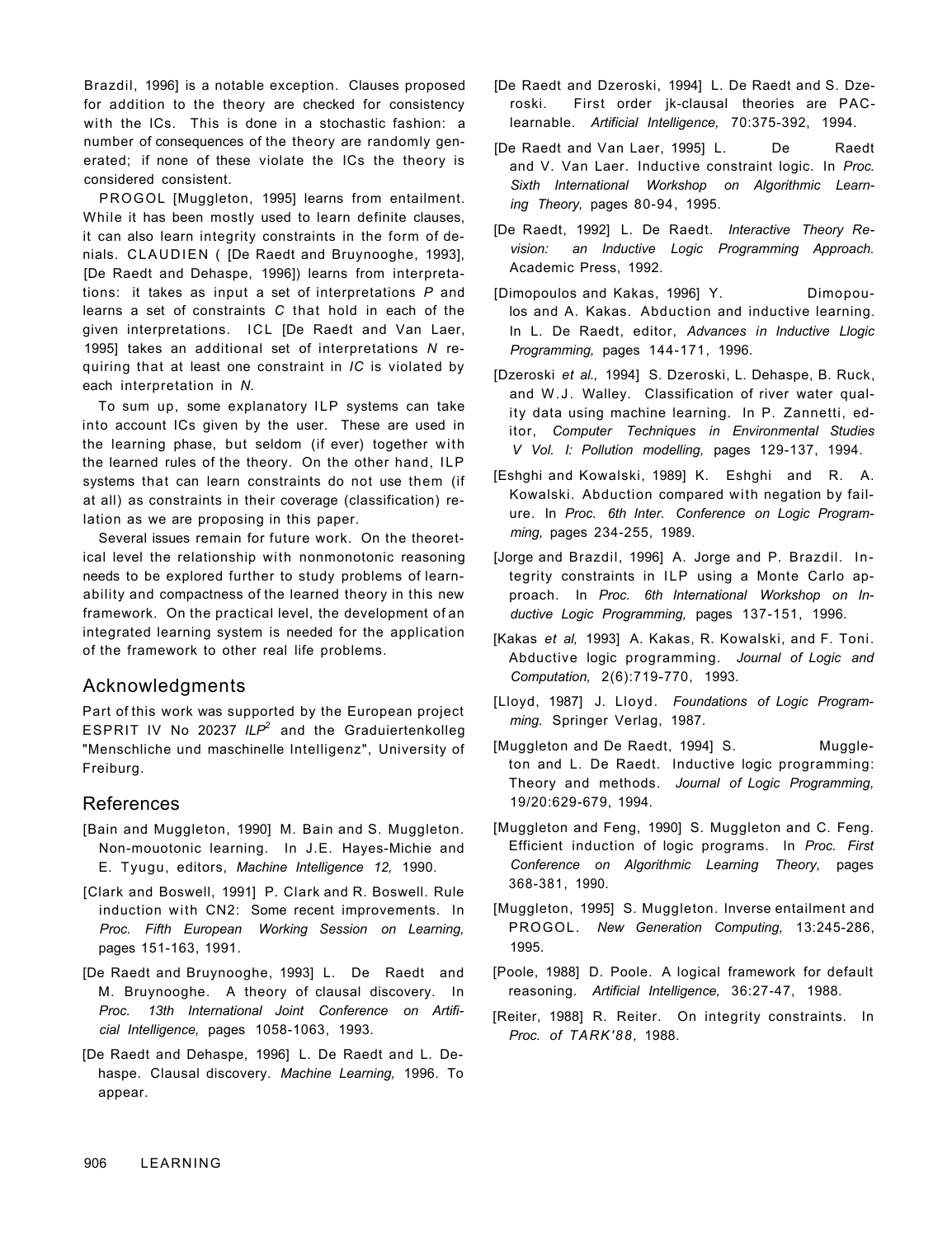Brazdil, 1996] is a notable exception. Clauses proposed for addition to the theory are checked for consistency with the ICs. This is done in a stochastic fashion: a number of consequences of the theory are randomly generated; if none of these violate the ICs the theory is considered consistent.

PROGOL [Muggleton, 1995] learns from entailment. While it has been mostly used to learn definite clauses, it can also learn integrity constraints in the form of denials. CLAUDIEN ( [De Raedt and Bruynooghe, 1993], [De Raedt and Dehaspe, 1996]) learns from interpretations: it takes as input a set of interpretations *P* and learns a set of constraints *C* that hold in each of the given interpretations. ICL [De Raedt and Van Laer, 1995] takes an additional set of interpretations *N* requiring that at least one constraint in *IC* is violated by each interpretation in *N.*

To sum up, some explanatory ILP systems can take into account ICs given by the user. These are used in the learning phase, but seldom (if ever) together with the learned rules of the theory. On the other hand, ILP systems that can learn constraints do not use them (if at all) as constraints in their coverage (classification) relation as we are proposing in this paper.

Several issues remain for future work. On the theoretical level the relationship with nonmonotonic reasoning needs to be explored further to study problems of learnability and compactness of the learned theory in this new framework. On the practical level, the development of an integrated learning system is needed for the application of the framework to other real life problems.

## Acknowledgments

Part of this work was supported by the European project ESPRIT IV No 20237 *ILP*[2] and the Graduiertenkolleg "Menschliche und maschinelle Intelligenz", University of Freiburg.

## References

[Bain and Muggleton, 1990] M. Bain and S. Muggleton. Non-mouotonic learning. In J.E. Hayes-Michie and E. Tyugu, editors, *Machine Intelligence 12,* 1990.

[Clark and Boswell, 1991] P. Clark and R. Boswell. Rule induction with CN2: Some recent improvements. In *Proc. Fifth European Working Session on Learning,* pages 151-163, 1991.

[De Raedt and Bruynooghe, 1993] L. De Raedt and M. Bruynooghe. A theory of clausal discovery. In *Proc. 13th International Joint Conference on Artificial Intelligence,* pages 1058-1063, 1993.

[De Raedt and Dehaspe, 1996] L. De Raedt and L. Dehaspe. Clausal discovery. *Machine Learning,* 1996. To appear.

[De Raedt and Dzeroski, 1994] L. De Raedt and S. Dzeroski. First order jk-clausal theories are PAC-learnable. *Artificial Intelligence,* 70:375-392, 1994.

[De Raedt and Van Laer, 1995] L. De Raedt and V. Van Laer. Inductive constraint logic. In *Proc. Sixth International Workshop on Algorithmic Learning Theory,* pages 80-94, 1995.

[De Raedt, 1992] L. De Raedt. *Interactive Theory Revision: an Inductive Logic Programming Approach.* Academic Press, 1992.

[Dimopoulos and Kakas, 1996] Y. Dimopoulos and A. Kakas. Abduction and inductive learning. In L. De Raedt, editor, *Advances in Inductive Llogic Programming,* pages 144-171, 1996.

[Dzeroski *et al.,* 1994] S. Dzeroski, L. Dehaspe, B. Ruck, and W.J. Walley. Classification of river water quality data using machine learning. In P. Zannetti, editor, *Computer Techniques in Environmental Studies V Vol. I: Pollution modelling,* pages 129-137, 1994.

[Eshghi and Kowalski, 1989] K. Eshghi and R. A. Kowalski. Abduction compared with negation by failure. In *Proc. 6th Inter. Conference on Logic Programming,* pages 234-255, 1989.

[Jorge and Brazdil, 1996] A. Jorge and P. Brazdil. Integrity constraints in ILP using a Monte Carlo approach. In *Proc. 6th International Workshop on Inductive Logic Programming,* pages 137-151, 1996.

[Kakas *et al,* 1993] A. Kakas, R. Kowalski, and F. Toni. Abductive logic programming. *Journal of Logic and Computation,* 2(6):719-770, 1993.

[Lloyd, 1987] J. Lloyd. *Foundations of Logic Programming.* Springer Verlag, 1987.

[Muggleton and De Raedt, 1994] S. Muggleton and L. De Raedt. Inductive logic programming: Theory and methods. *Journal of Logic Programming,* 19/20:629-679, 1994.

[Muggleton and Feng, 1990] S. Muggleton and C. Feng. Efficient induction of logic programs. In *Proc. First Conference on Algorithmic Learning Theory,* pages 368-381, 1990.

[Muggleton, 1995] S. Muggleton. Inverse entailment and PROGOL. *New Generation Computing,* 13:245-286, 1995.

[Poole, 1988] D. Poole. A logical framework for default reasoning. *Artificial Intelligence,* 36:27-47, 1988.

[Reiter, 1988] R. Reiter. On integrity constraints. In *Proc. of TARK'88,* 1988.